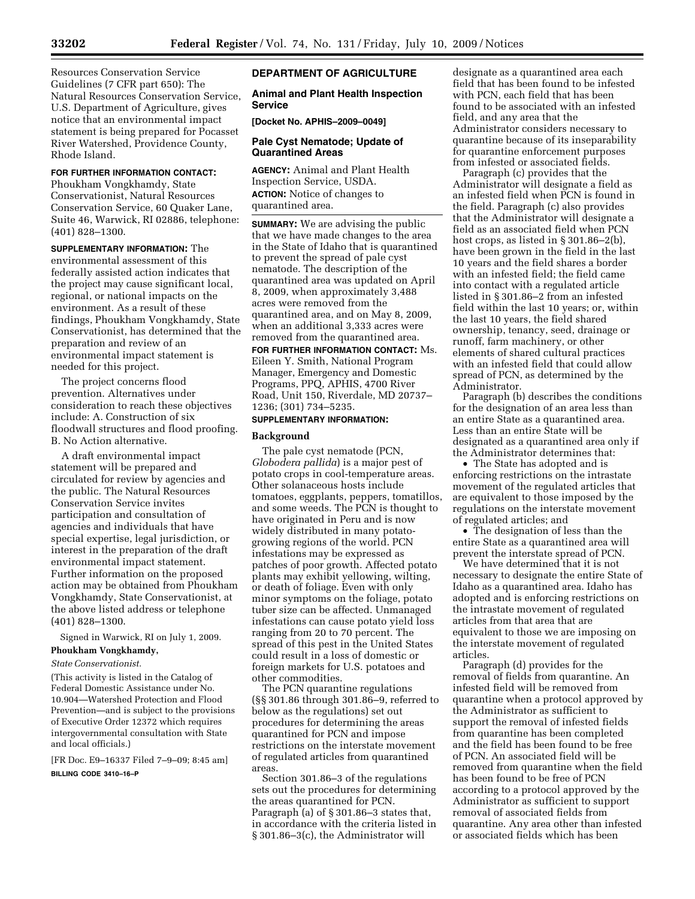Resources Conservation Service Guidelines (7 CFR part 650): The Natural Resources Conservation Service, U.S. Department of Agriculture, gives notice that an environmental impact statement is being prepared for Pocasset River Watershed, Providence County, Rhode Island.

**FOR FURTHER INFORMATION CONTACT:** Phoukham Vongkhamdy, State Conservationist, Natural Resources Conservation Service, 60 Quaker Lane, Suite 46, Warwick, RI 02886, telephone: (401) 828–1300.

**SUPPLEMENTARY INFORMATION:** The environmental assessment of this federally assisted action indicates that the project may cause significant local, regional, or national impacts on the environment. As a result of these findings, Phoukham Vongkhamdy, State Conservationist, has determined that the preparation and review of an environmental impact statement is needed for this project.

The project concerns flood prevention. Alternatives under consideration to reach these objectives include: A. Construction of six floodwall structures and flood proofing. B. No Action alternative.

A draft environmental impact statement will be prepared and circulated for review by agencies and the public. The Natural Resources Conservation Service invites participation and consultation of agencies and individuals that have special expertise, legal jurisdiction, or interest in the preparation of the draft environmental impact statement. Further information on the proposed action may be obtained from Phoukham Vongkhamdy, State Conservationist, at the above listed address or telephone (401) 828–1300.

Signed in Warwick, RI on July 1, 2009.

**Phoukham Vongkhamdy,**

*State Conservationist.*

(This activity is listed in the Catalog of Federal Domestic Assistance under No. 10.904—Watershed Protection and Flood Prevention—and is subject to the provisions of Executive Order 12372 which requires intergovernmental consultation with State and local officials.)

[FR Doc. E9–16337 Filed 7–9–09; 8:45 am]

**BILLING CODE 3410–16–P**

## DEPARTMENT OF AGRICULTURE

### Animal and Plant Health Inspection Service

**[Docket No. APHIS–2009–0049]**

### Pale Cyst Nematode; Update of Quarantined Areas

**AGENCY:** Animal and Plant Health Inspection Service, USDA.

**ACTION:** Notice of changes to quarantined area.

**SUMMARY:** We are advising the public that we have made changes to the area in the State of Idaho that is quarantined to prevent the spread of pale cyst nematode. The description of the quarantined area was updated on April 8, 2009, when approximately 3,488 acres were removed from the quarantined area, and on May 8, 2009, when an additional 3,333 acres were removed from the quarantined area.

**FOR FURTHER INFORMATION CONTACT:** Ms. Eileen Y. Smith, National Program Manager, Emergency and Domestic Programs, PPQ, APHIS, 4700 River Road, Unit 150, Riverdale, MD 20737–1236; (301) 734–5235.

**SUPPLEMENTARY INFORMATION:**

#### Background

The pale cyst nematode (PCN, *Globodera pallida*) is a major pest of potato crops in cool-temperature areas. Other solanaceous hosts include tomatoes, eggplants, peppers, tomatillos, and some weeds. The PCN is thought to have originated in Peru and is now widely distributed in many potato-growing regions of the world. PCN infestations may be expressed as patches of poor growth. Affected potato plants may exhibit yellowing, wilting, or death of foliage. Even with only minor symptoms on the foliage, potato tuber size can be affected. Unmanaged infestations can cause potato yield loss ranging from 20 to 70 percent. The spread of this pest in the United States could result in a loss of domestic or foreign markets for U.S. potatoes and other commodities.

The PCN quarantine regulations (§§ 301.86 through 301.86–9, referred to below as the regulations) set out procedures for determining the areas quarantined for PCN and impose restrictions on the interstate movement of regulated articles from quarantined areas.

Section 301.86–3 of the regulations sets out the procedures for determining the areas quarantined for PCN. Paragraph (a) of § 301.86–3 states that, in accordance with the criteria listed in § 301.86–3(c), the Administrator will designate as a quarantined area each field that has been found to be infested with PCN, each field that has been found to be associated with an infested field, and any area that the Administrator considers necessary to quarantine because of its inseparability for quarantine enforcement purposes from infested or associated fields.

Paragraph (c) provides that the Administrator will designate a field as an infested field when PCN is found in the field. Paragraph (c) also provides that the Administrator will designate a field as an associated field when PCN host crops, as listed in § 301.86–2(b), have been grown in the field in the last 10 years and the field shares a border with an infested field; the field came into contact with a regulated article listed in § 301.86–2 from an infested field within the last 10 years; or, within the last 10 years, the field shared ownership, tenancy, seed, drainage or runoff, farm machinery, or other elements of shared cultural practices with an infested field that could allow spread of PCN, as determined by the Administrator.

Paragraph (b) describes the conditions for the designation of an area less than an entire State as a quarantined area. Less than an entire State will be designated as a quarantined area only if the Administrator determines that:

- The State has adopted and is enforcing restrictions on the intrastate movement of the regulated articles that are equivalent to those imposed by the regulations on the interstate movement of regulated articles; and
- The designation of less than the entire State as a quarantined area will prevent the interstate spread of PCN.

We have determined that it is not necessary to designate the entire State of Idaho as a quarantined area. Idaho has adopted and is enforcing restrictions on the intrastate movement of regulated articles from that area that are equivalent to those we are imposing on the interstate movement of regulated articles.

Paragraph (d) provides for the removal of fields from quarantine. An infested field will be removed from quarantine when a protocol approved by the Administrator as sufficient to support the removal of infested fields from quarantine has been completed and the field has been found to be free of PCN. An associated field will be removed from quarantine when the field has been found to be free of PCN according to a protocol approved by the Administrator as sufficient to support removal of associated fields from quarantine. Any area other than infested or associated fields which has been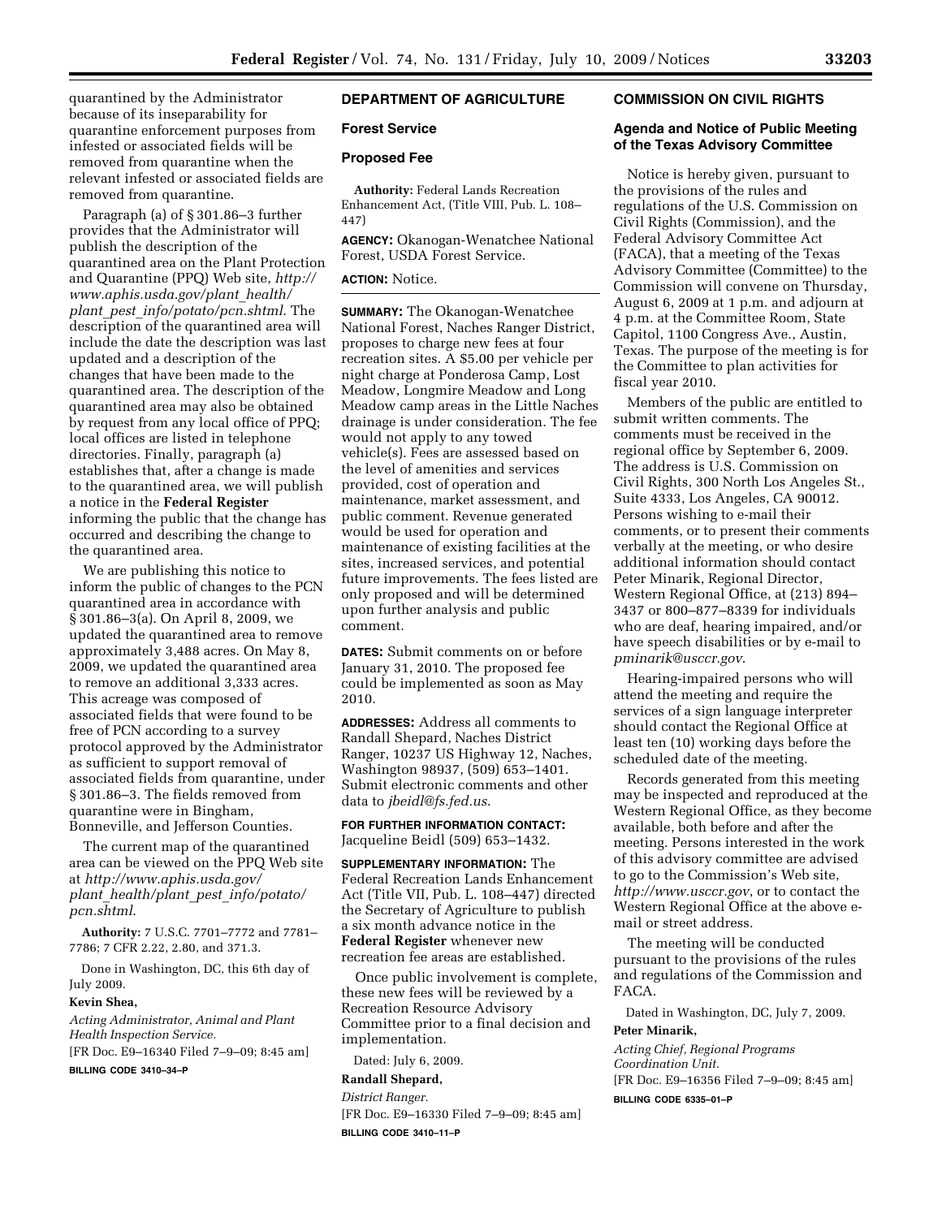quarantined by the Administrator because of its inseparability for quarantine enforcement purposes from infested or associated fields will be removed from quarantine when the relevant infested or associated fields are removed from quarantine.

Paragraph (a) of § 301.86–3 further provides that the Administrator will publish the description of the quarantined area on the Plant Protection and Quarantine (PPQ) Web site, *http://www.aphis.usda.gov/plant_health/plant_pest_info/potato/pcn.shtml*. The description of the quarantined area will include the date the description was last updated and a description of the changes that have been made to the quarantined area. The description of the quarantined area may also be obtained by request from any local office of PPQ; local offices are listed in telephone directories. Finally, paragraph (a) establishes that, after a change is made to the quarantined area, we will publish a notice in the **Federal Register** informing the public that the change has occurred and describing the change to the quarantined area.

We are publishing this notice to inform the public of changes to the PCN quarantined area in accordance with § 301.86–3(a). On April 8, 2009, we updated the quarantined area to remove approximately 3,488 acres. On May 8, 2009, we updated the quarantined area to remove an additional 3,333 acres. This acreage was composed of associated fields that were found to be free of PCN according to a survey protocol approved by the Administrator as sufficient to support removal of associated fields from quarantine, under § 301.86–3. The fields removed from quarantine were in Bingham, Bonneville, and Jefferson Counties.

The current map of the quarantined area can be viewed on the PPQ Web site at *http://www.aphis.usda.gov/plant_health/plant_pest_info/potato/pcn.shtml*.

**Authority:** 7 U.S.C. 7701–7772 and 7781–7786; 7 CFR 2.22, 2.80, and 371.3.

Done in Washington, DC, this 6th day of July 2009.

**Kevin Shea,**

*Acting Administrator, Animal and Plant Health Inspection Service.*

[FR Doc. E9–16340 Filed 7–9–09; 8:45 am]

**BILLING CODE 3410–34–P**

## DEPARTMENT OF AGRICULTURE

### Forest Service

### Proposed Fee

**Authority:** Federal Lands Recreation Enhancement Act, (Title VIII, Pub. L. 108–447)

**AGENCY:** Okanogan-Wenatchee National Forest, USDA Forest Service.

**ACTION:** Notice.

**SUMMARY:** The Okanogan-Wenatchee National Forest, Naches Ranger District, proposes to charge new fees at four recreation sites. A $5.00 per vehicle per night charge at Ponderosa Camp, Lost Meadow, Longmire Meadow and Long Meadow camp areas in the Little Naches drainage is under consideration. The fee would not apply to any towed vehicle(s). Fees are assessed based on the level of amenities and services provided, cost of operation and maintenance, market assessment, and public comment. Revenue generated would be used for operation and maintenance of existing facilities at the sites, increased services, and potential future improvements. The fees listed are only proposed and will be determined upon further analysis and public comment.

**DATES:** Submit comments on or before January 31, 2010. The proposed fee could be implemented as soon as May 2010.

**ADDRESSES:** Address all comments to Randall Shepard, Naches District Ranger, 10237 US Highway 12, Naches, Washington 98937, (509) 653–1401. Submit electronic comments and other data to *jbeidl@fs.fed.us*.

**FOR FURTHER INFORMATION CONTACT:** Jacqueline Beidl (509) 653–1432.

**SUPPLEMENTARY INFORMATION:** The Federal Recreation Lands Enhancement Act (Title VII, Pub. L. 108–447) directed the Secretary of Agriculture to publish a six month advance notice in the **Federal Register** whenever new recreation fee areas are established.

Once public involvement is complete, these new fees will be reviewed by a Recreation Resource Advisory Committee prior to a final decision and implementation.

Dated: July 6, 2009.

**Randall Shepard,**

*District Ranger.*

[FR Doc. E9–16330 Filed 7–9–09; 8:45 am]

**BILLING CODE 3410–11–P**

## COMMISSION ON CIVIL RIGHTS

### Agenda and Notice of Public Meeting of the Texas Advisory Committee

Notice is hereby given, pursuant to the provisions of the rules and regulations of the U.S. Commission on Civil Rights (Commission), and the Federal Advisory Committee Act (FACA), that a meeting of the Texas Advisory Committee (Committee) to the Commission will convene on Thursday, August 6, 2009 at 1 p.m. and adjourn at 4 p.m. at the Committee Room, State Capitol, 1100 Congress Ave., Austin, Texas. The purpose of the meeting is for the Committee to plan activities for fiscal year 2010.

Members of the public are entitled to submit written comments. The comments must be received in the regional office by September 6, 2009. The address is U.S. Commission on Civil Rights, 300 North Los Angeles St., Suite 4333, Los Angeles, CA 90012. Persons wishing to e-mail their comments, or to present their comments verbally at the meeting, or who desire additional information should contact Peter Minarik, Regional Director, Western Regional Office, at (213) 894–3437 or 800–877–8339 for individuals who are deaf, hearing impaired, and/or have speech disabilities or by e-mail to *pminarik@usccr.gov*.

Hearing-impaired persons who will attend the meeting and require the services of a sign language interpreter should contact the Regional Office at least ten (10) working days before the scheduled date of the meeting.

Records generated from this meeting may be inspected and reproduced at the Western Regional Office, as they become available, both before and after the meeting. Persons interested in the work of this advisory committee are advised to go to the Commission's Web site, *http://www.usccr.gov*, or to contact the Western Regional Office at the above e-mail or street address.

The meeting will be conducted pursuant to the provisions of the rules and regulations of the Commission and FACA.

Dated in Washington, DC, July 7, 2009.

**Peter Minarik,**

*Acting Chief, Regional Programs Coordination Unit.*

[FR Doc. E9–16356 Filed 7–9–09; 8:45 am]

**BILLING CODE 6335–01–P**